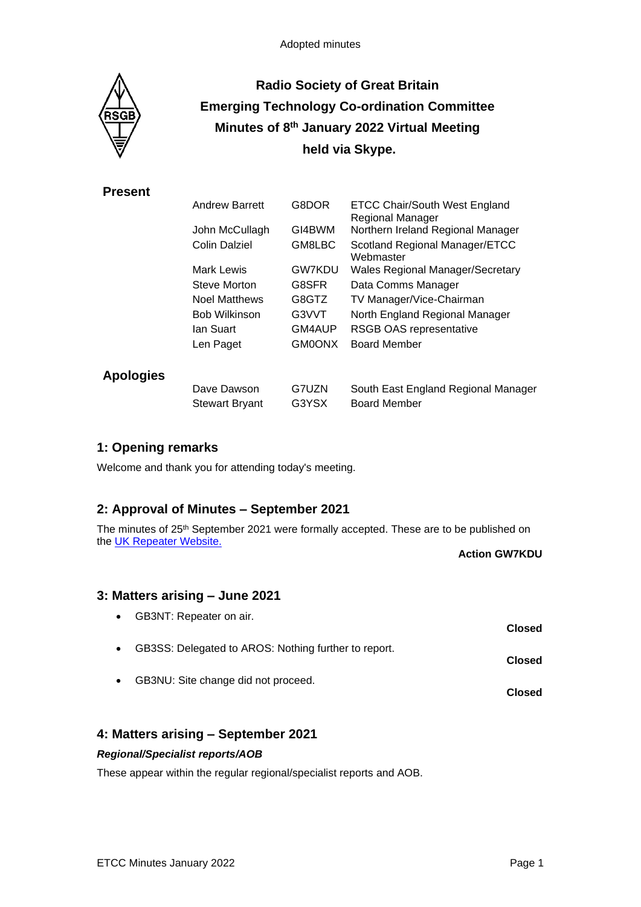Adopted minutes

# Radio Society of Great Britain
# Emerging Technology Co-ordination Committee
# Minutes of 8th January 2022 Virtual Meeting
# held via Skype.

## Present

| | | |
|---|---|---|
| Andrew Barrett | G8DOR | ETCC Chair/South West England Regional Manager |
| John McCullagh | GI4BWM | Northern Ireland Regional Manager |
| Colin Dalziel | GM8LBC | Scotland Regional Manager/ETCC Webmaster |
| Mark Lewis | GW7KDU | Wales Regional Manager/Secretary |
| Steve Morton | G8SFR | Data Comms Manager |
| Noel Matthews | G8GTZ | TV Manager/Vice-Chairman |
| Bob Wilkinson | G3VVT | North England Regional Manager |
| Ian Suart | GM4AUP | RSGB OAS representative |
| Len Paget | GM0ONX | Board Member |

## Apologies

| | | |
|---|---|---|
| Dave Dawson | G7UZN | South East England Regional Manager |
| Stewart Bryant | G3YSX | Board Member |

## 1: Opening remarks

Welcome and thank you for attending today's meeting.

## 2: Approval of Minutes – September 2021

The minutes of 25th September 2021 were formally accepted. These are to be published on the UK Repeater Website.

**Action GW7KDU**

## 3: Matters arising – June 2021

- GB3NT: Repeater on air.

  **Closed**

- GB3SS: Delegated to AROS: Nothing further to report.

  **Closed**

- GB3NU: Site change did not proceed.

  **Closed**

## 4: Matters arising – September 2021

### *Regional/Specialist reports/AOB*

These appear within the regular regional/specialist reports and AOB.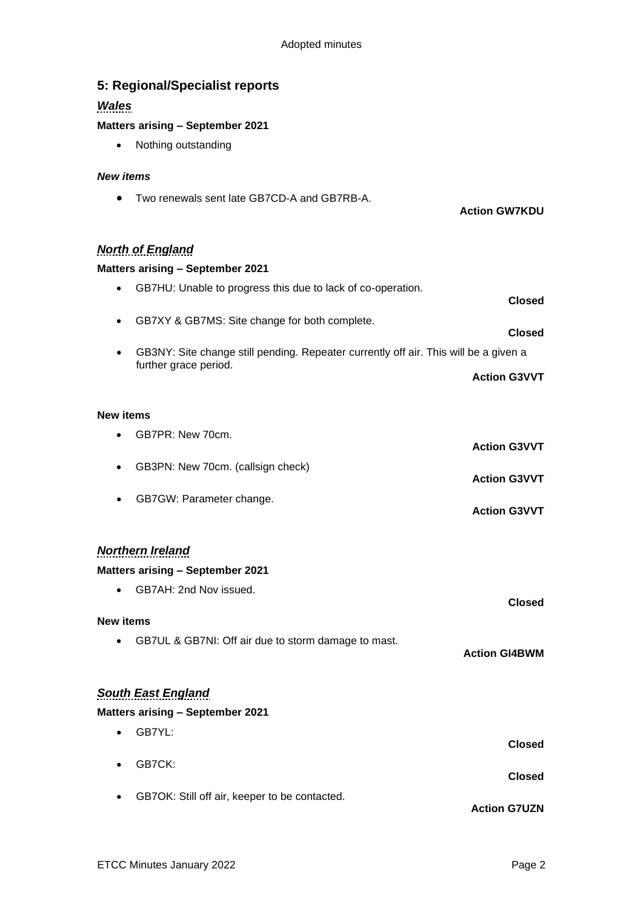## 5: Regional/Specialist reports

### *Wales*

**Matters arising – September 2021**

- Nothing outstanding

***New items***

- Two renewals sent late GB7CD-A and GB7RB-A.

  **Action GW7KDU**

### *North of England*

**Matters arising – September 2021**

- GB7HU: Unable to progress this due to lack of co-operation.

  **Closed**

- GB7XY & GB7MS: Site change for both complete.

  **Closed**

- GB3NY: Site change still pending. Repeater currently off air. This will be a given a further grace period.

  **Action G3VVT**

**New items**

- GB7PR: New 70cm.

  **Action G3VVT**

- GB3PN: New 70cm. (callsign check)

  **Action G3VVT**

- GB7GW: Parameter change.

  **Action G3VVT**

### *Northern Ireland*

**Matters arising – September 2021**

- GB7AH: 2nd Nov issued.

  **Closed**

**New items**

- GB7UL & GB7NI: Off air due to storm damage to mast.

  **Action GI4BWM**

### *South East England*

**Matters arising – September 2021**

- GB7YL:

  **Closed**

- GB7CK:

  **Closed**

- GB7OK: Still off air, keeper to be contacted.

  **Action G7UZN**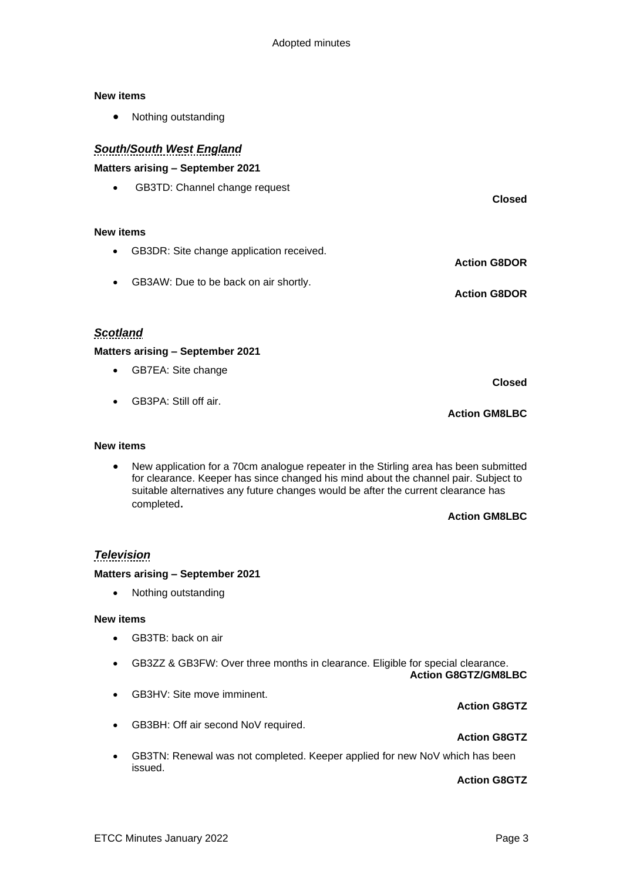**New items**

- Nothing outstanding

## *South/South West England*

**Matters arising – September 2021**

- GB3TD: Channel change request

**Closed**

**New items**

- GB3DR: Site change application received.

**Action G8DOR**

- GB3AW: Due to be back on air shortly.

**Action G8DOR**

## *Scotland*

**Matters arising – September 2021**

- GB7EA: Site change

**Closed**

- GB3PA: Still off air.

**Action GM8LBC**

**New items**

- New application for a 70cm analogue repeater in the Stirling area has been submitted for clearance. Keeper has since changed his mind about the channel pair. Subject to suitable alternatives any future changes would be after the current clearance has completed.

**Action GM8LBC**

## *Television*

**Matters arising – September 2021**

- Nothing outstanding

**New items**

- GB3TB: back on air

- GB3ZZ & GB3FW: Over three months in clearance. Eligible for special clearance.

**Action G8GTZ/GM8LBC**

- GB3HV: Site move imminent.

**Action G8GTZ**

- GB3BH: Off air second NoV required.

**Action G8GTZ**

- GB3TN: Renewal was not completed. Keeper applied for new NoV which has been issued.

**Action G8GTZ**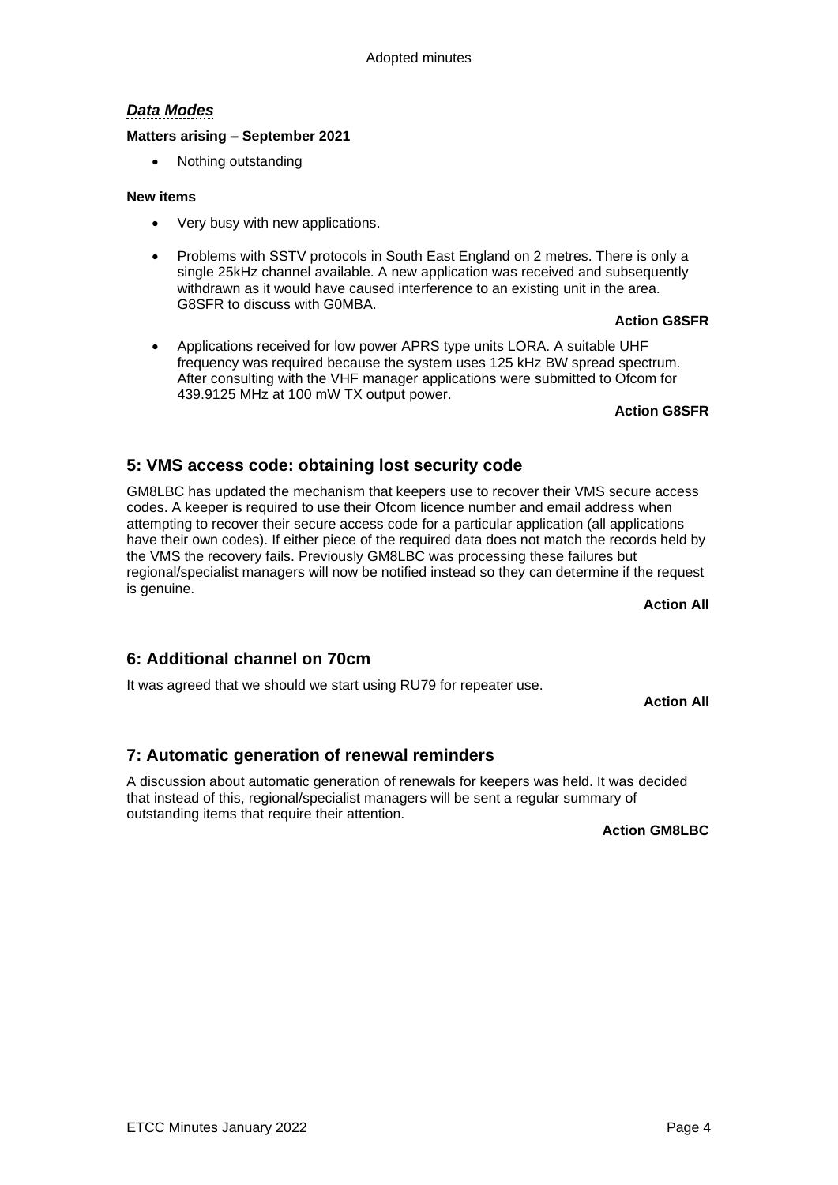### *Data Modes*

**Matters arising – September 2021**

- Nothing outstanding

**New items**

- Very busy with new applications.

- Problems with SSTV protocols in South East England on 2 metres. There is only a single 25kHz channel available. A new application was received and subsequently withdrawn as it would have caused interference to an existing unit in the area. G8SFR to discuss with G0MBA.

  **Action G8SFR**

- Applications received for low power APRS type units LORA. A suitable UHF frequency was required because the system uses 125 kHz BW spread spectrum. After consulting with the VHF manager applications were submitted to Ofcom for 439.9125 MHz at 100 mW TX output power.

  **Action G8SFR**

## 5: VMS access code: obtaining lost security code

GM8LBC has updated the mechanism that keepers use to recover their VMS secure access codes. A keeper is required to use their Ofcom licence number and email address when attempting to recover their secure access code for a particular application (all applications have their own codes). If either piece of the required data does not match the records held by the VMS the recovery fails. Previously GM8LBC was processing these failures but regional/specialist managers will now be notified instead so they can determine if the request is genuine.

**Action All**

## 6: Additional channel on 70cm

It was agreed that we should we start using RU79 for repeater use.

**Action All**

## 7: Automatic generation of renewal reminders

A discussion about automatic generation of renewals for keepers was held. It was decided that instead of this, regional/specialist managers will be sent a regular summary of outstanding items that require their attention.

**Action GM8LBC**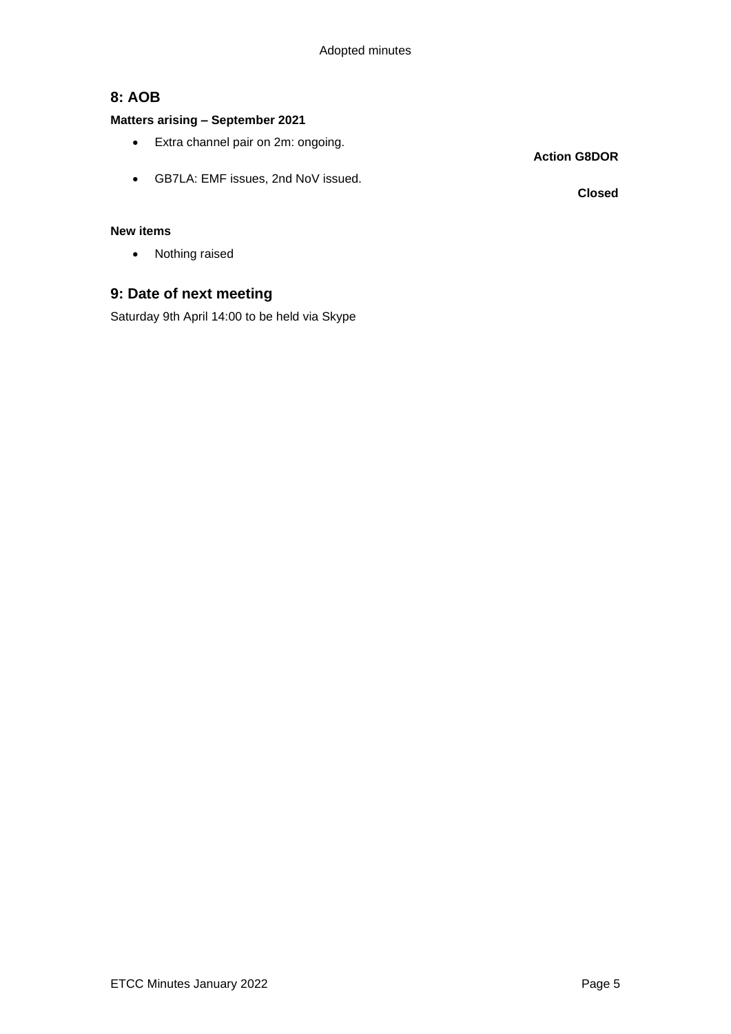## 8: AOB

**Matters arising – September 2021**

- Extra channel pair on 2m: ongoing.

  **Action G8DOR**

- GB7LA: EMF issues, 2nd NoV issued.

  **Closed**

**New items**

- Nothing raised

## 9: Date of next meeting

Saturday 9th April 14:00 to be held via Skype